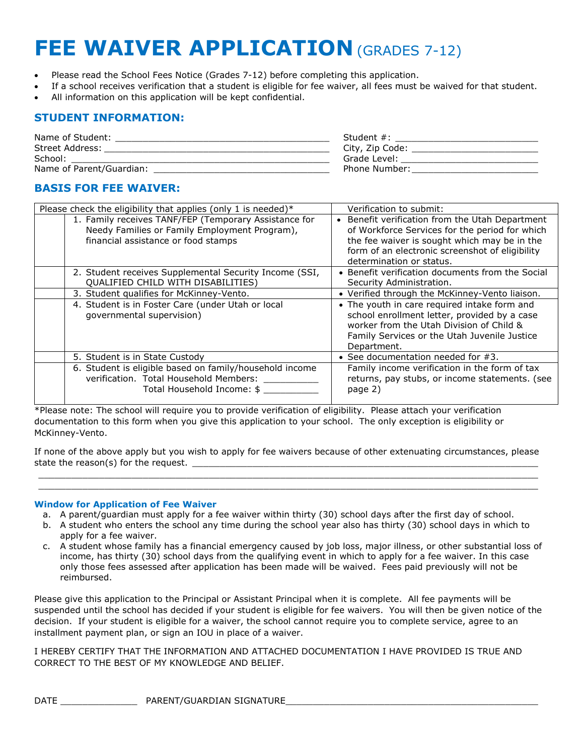# FEE WAIVER APPLICATION (GRADES 7-12)

- Please read the School Fees Notice (Grades 7-12) before completing this application.
- If a school receives verification that a student is eligible for fee waiver, all fees must be waived for that student.
- All information on this application will be kept confidential.

## STUDENT INFORMATION:

Name of Student: ______________________________________ Student #: __________________________

Street Address: ________________________________________ City, Zip Code: _______________________

School: _______________________________________________ Grade Level: _________________________

Name of Parent/Guardian: ________________________________ Phone Number: _______________________

## BASIS FOR FEE WAIVER:

| Please check the eligibility that applies (only 1 is needed)* | | Verification to submit: |
|---|---|---|
| | 1. Family receives TANF/FEP (Temporary Assistance for Needy Families or Family Employment Program), financial assistance or food stamps | • Benefit verification from the Utah Department of Workforce Services for the period for which the fee waiver is sought which may be in the form of an electronic screenshot of eligibility determination or status. |
| | 2. Student receives Supplemental Security Income (SSI, QUALIFIED CHILD WITH DISABILITIES) | • Benefit verification documents from the Social Security Administration. |
| | 3. Student qualifies for McKinney-Vento. | • Verified through the McKinney-Vento liaison. |
| | 4. Student is in Foster Care (under Utah or local governmental supervision) | • The youth in care required intake form and school enrollment letter, provided by a case worker from the Utah Division of Child & Family Services or the Utah Juvenile Justice Department. |
| | 5. Student is in State Custody | • See documentation needed for #3. |
| | 6. Student is eligible based on family/household income verification. Total Household Members: __________ Total Household Income: $ __________ | Family income verification in the form of tax returns, pay stubs, or income statements. (see page 2) |

*Please note: The school will require you to provide verification of eligibility. Please attach your verification documentation to this form when you give this application to your school. The only exception is eligibility or McKinney-Vento.

If none of the above apply but you wish to apply for fee waivers because of other extenuating circumstances, please state the reason(s) for the request. ______________________________________________________________

______________________________________________________________________________________________

______________________________________________________________________________________________

### Window for Application of Fee Waiver

a. A parent/guardian must apply for a fee waiver within thirty (30) school days after the first day of school.
b. A student who enters the school any time during the school year also has thirty (30) school days in which to apply for a fee waiver.
c. A student whose family has a financial emergency caused by job loss, major illness, or other substantial loss of income, has thirty (30) school days from the qualifying event in which to apply for a fee waiver. In this case only those fees assessed after application has been made will be waived. Fees paid previously will not be reimbursed.

Please give this application to the Principal or Assistant Principal when it is complete. All fee payments will be suspended until the school has decided if your student is eligible for fee waivers. You will then be given notice of the decision. If your student is eligible for a waiver, the school cannot require you to complete service, agree to an installment payment plan, or sign an IOU in place of a waiver.

I HEREBY CERTIFY THAT THE INFORMATION AND ATTACHED DOCUMENTATION I HAVE PROVIDED IS TRUE AND CORRECT TO THE BEST OF MY KNOWLEDGE AND BELIEF.

DATE ______________ PARENT/GUARDIAN SIGNATURE_______________________________________________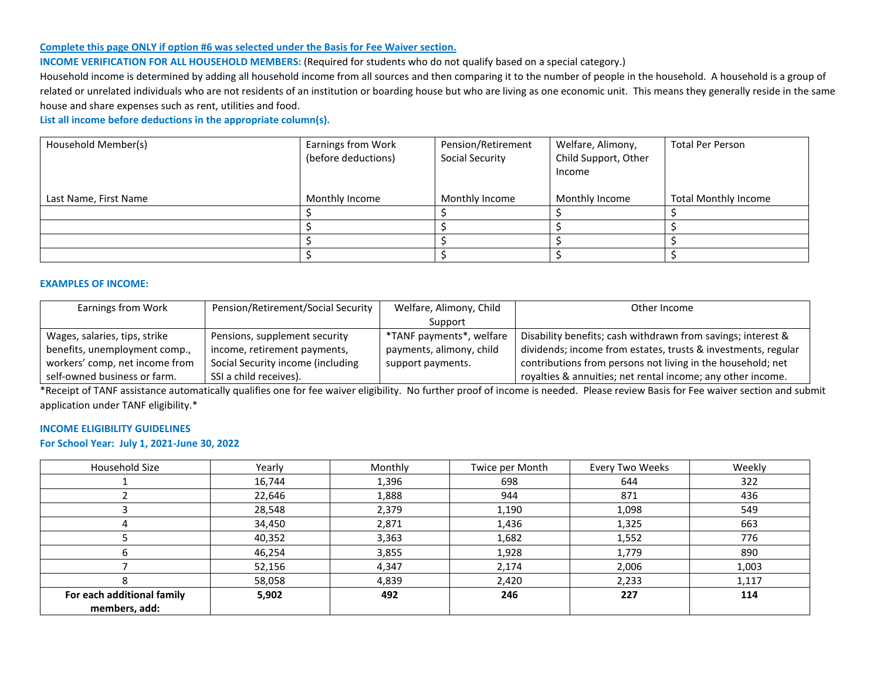**Complete this page ONLY if option #6 was selected under the Basis for Fee Waiver section.**

**INCOME VERIFICATION FOR ALL HOUSEHOLD MEMBERS:** (Required for students who do not qualify based on a special category.)

Household income is determined by adding all household income from all sources and then comparing it to the number of people in the household. A household is a group of related or unrelated individuals who are not residents of an institution or boarding house but who are living as one economic unit. This means they generally reside in the same house and share expenses such as rent, utilities and food.

**List all income before deductions in the appropriate column(s).**

| Household Member(s)<br><br>Last Name, First Name | Earnings from Work (before deductions)<br><br>Monthly Income | Pension/Retirement Social Security<br><br>Monthly Income | Welfare, Alimony, Child Support, Other Income<br><br>Monthly Income | Total Per Person<br><br>Total Monthly Income |
|---|---|---|---|---|
| | $ | $ | $ | $ |
| | $ | $ | $ | $ |
| | $ | $ | $ | $ |
| | $ | $ | $ | $ |

**EXAMPLES OF INCOME:**

| Earnings from Work | Pension/Retirement/Social Security | Welfare, Alimony, Child Support | Other Income |
|---|---|---|---|
| Wages, salaries, tips, strike benefits, unemployment comp., workers' comp, net income from self-owned business or farm. | Pensions, supplement security income, retirement payments, Social Security income (including SSI a child receives). | *TANF payments*, welfare payments, alimony, child support payments. | Disability benefits; cash withdrawn from savings; interest & dividends; income from estates, trusts & investments, regular contributions from persons not living in the household; net royalties & annuities; net rental income; any other income. |

*Receipt of TANF assistance automatically qualifies one for fee waiver eligibility. No further proof of income is needed. Please review Basis for Fee waiver section and submit application under TANF eligibility.*

**INCOME ELIGIBILITY GUIDELINES**

**For School Year: July 1, 2021-June 30, 2022**

| Household Size | Yearly | Monthly | Twice per Month | Every Two Weeks | Weekly |
|---|---|---|---|---|---|
| 1 | 16,744 | 1,396 | 698 | 644 | 322 |
| 2 | 22,646 | 1,888 | 944 | 871 | 436 |
| 3 | 28,548 | 2,379 | 1,190 | 1,098 | 549 |
| 4 | 34,450 | 2,871 | 1,436 | 1,325 | 663 |
| 5 | 40,352 | 3,363 | 1,682 | 1,552 | 776 |
| 6 | 46,254 | 3,855 | 1,928 | 1,779 | 890 |
| 7 | 52,156 | 4,347 | 2,174 | 2,006 | 1,003 |
| 8 | 58,058 | 4,839 | 2,420 | 2,233 | 1,117 |
| **For each additional family members, add:** | **5,902** | **492** | **246** | **227** | **114** |